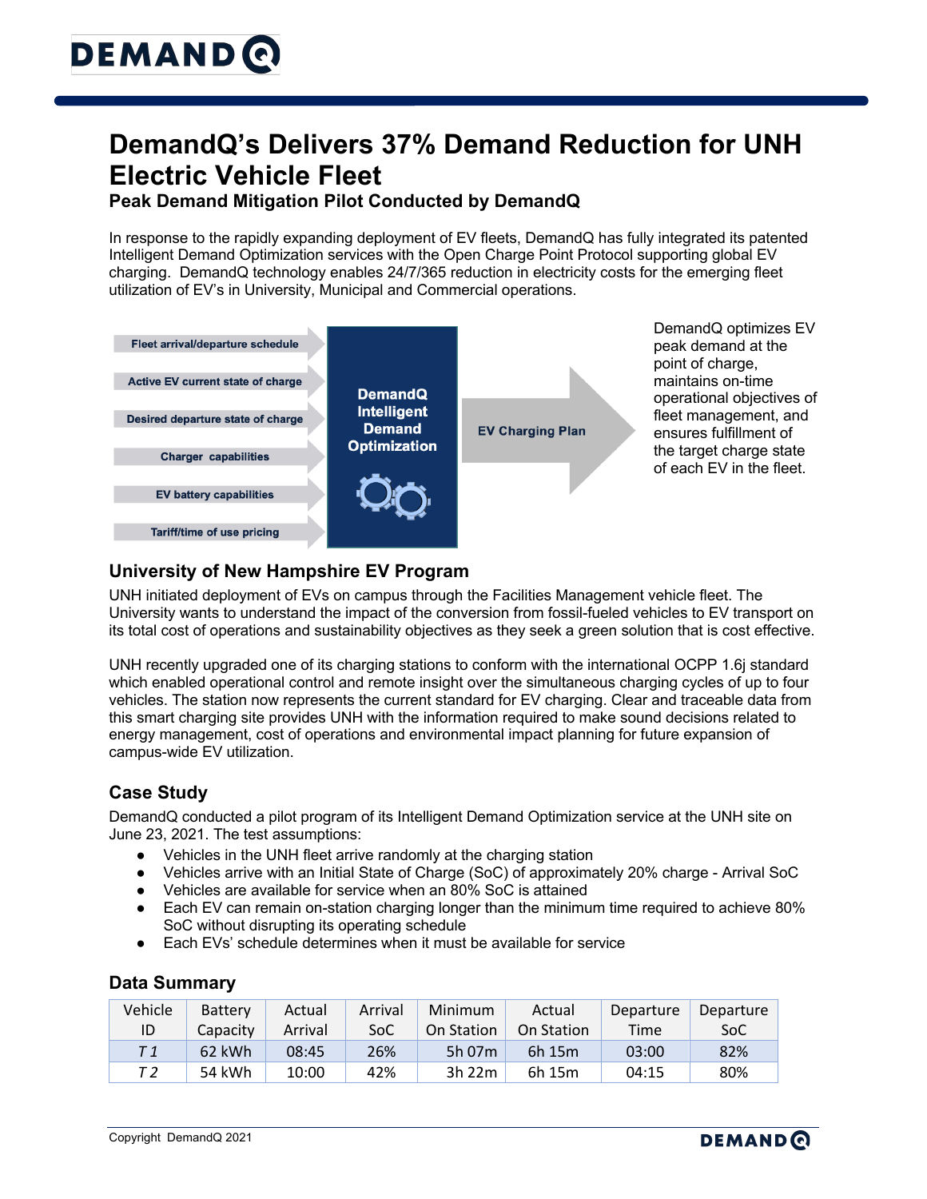# DemandQ's Delivers 37% Demand Reduction for UNH Electric Vehicle Fleet

### Peak Demand Mitigation Pilot Conducted by DemandQ

In response to the rapidly expanding deployment of EV fleets, DemandQ has fully integrated its patented Intelligent Demand Optimization services with the Open Charge Point Protocol supporting global EV charging. DemandQ technology enables 24/7/365 reduction in electricity costs for the emerging fleet utilization of EV's in University, Municipal and Commercial operations.

- Fleet arrival/departure schedule
- Active EV current state of charge
- Desired departure state of charge
- Charger capabilities
- EV battery capabilities
- Tariff/time of use pricing

**DemandQ Intelligent Demand Optimization**

**EV Charging Plan**

DemandQ optimizes EV peak demand at the point of charge, maintains on-time operational objectives of fleet management, and ensures fulfillment of the target charge state of each EV in the fleet.

## University of New Hampshire EV Program

UNH initiated deployment of EVs on campus through the Facilities Management vehicle fleet. The University wants to understand the impact of the conversion from fossil-fueled vehicles to EV transport on its total cost of operations and sustainability objectives as they seek a green solution that is cost effective.

UNH recently upgraded one of its charging stations to conform with the international OCPP 1.6j standard which enabled operational control and remote insight over the simultaneous charging cycles of up to four vehicles. The station now represents the current standard for EV charging. Clear and traceable data from this smart charging site provides UNH with the information required to make sound decisions related to energy management, cost of operations and environmental impact planning for future expansion of campus-wide EV utilization.

## Case Study

DemandQ conducted a pilot program of its Intelligent Demand Optimization service at the UNH site on June 23, 2021. The test assumptions:

- Vehicles in the UNH fleet arrive randomly at the charging station
- Vehicles arrive with an Initial State of Charge (SoC) of approximately 20% charge - Arrival SoC
- Vehicles are available for service when an 80% SoC is attained
- Each EV can remain on-station charging longer than the minimum time required to achieve 80% SoC without disrupting its operating schedule
- Each EVs' schedule determines when it must be available for service

## Data Summary

| Vehicle ID | Battery Capacity | Actual Arrival | Arrival SoC | Minimum On Station | Actual On Station | Departure Time | Departure SoC |
|---|---|---|---|---|---|---|---|
| *T 1* | 62 kWh | 08:45 | 26% | 5h 07m | 6h 15m | 03:00 | 82% |
| *T 2* | 54 kWh | 10:00 | 42% | 3h 22m | 6h 15m | 04:15 | 80% |

Copyright DemandQ 2021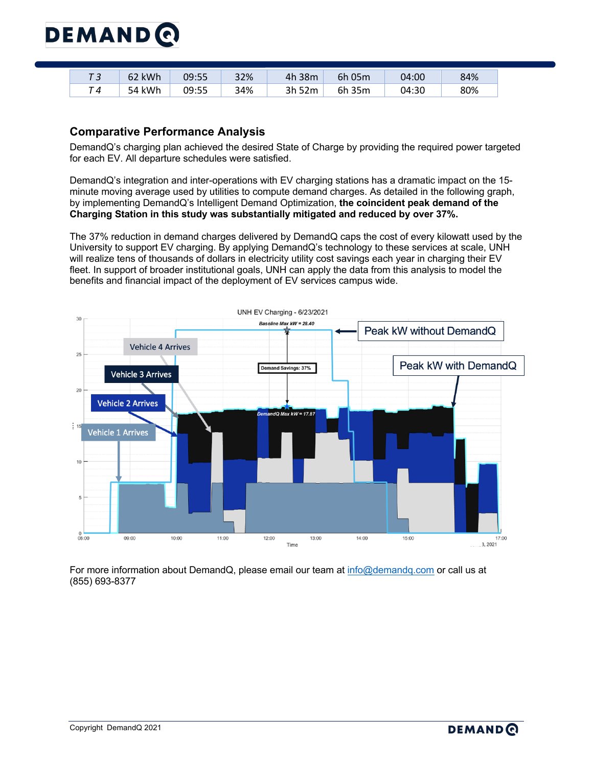| | | | | | | | |
|---|---|---|---|---|---|---|---|
| T 3 | 62 kWh | 09:55 | 32% | 4h 38m | 6h 05m | 04:00 | 84% |
| T 4 | 54 kWh | 09:55 | 34% | 3h 52m | 6h 35m | 04:30 | 80% |

### Comparative Performance Analysis

DemandQ's charging plan achieved the desired State of Charge by providing the required power targeted for each EV. All departure schedules were satisfied.

DemandQ's integration and inter-operations with EV charging stations has a dramatic impact on the 15-minute moving average used by utilities to compute demand charges. As detailed in the following graph, by implementing DemandQ's Intelligent Demand Optimization, **the coincident peak demand of the Charging Station in this study was substantially mitigated and reduced by over 37%.**

The 37% reduction in demand charges delivered by DemandQ caps the cost of every kilowatt used by the University to support EV charging. By applying DemandQ's technology to these services at scale, UNH will realize tens of thousands of dollars in electricity utility cost savings each year in charging their EV fleet. In support of broader institutional goals, UNH can apply the data from this analysis to model the benefits and financial impact of the deployment of EV services campus wide.

UNH EV Charging - 6/23/2021

Baseline Max kW = 28.40

Demand Savings: 37%

DemandQ Max kW = 17.87

Peak kW without DemandQ

Peak kW with DemandQ

Vehicle 4 Arrives

Vehicle 3 Arrives

Vehicle 2 Arrives

Vehicle 1 Arrives

0 5 10 15 20 25 30

08:00 09:00 10:00 11:00 12:00 13:00 14:00 15:00 17:00

Time

For more information about DemandQ, please email our team at info@demandq.com or call us at (855) 693-8377